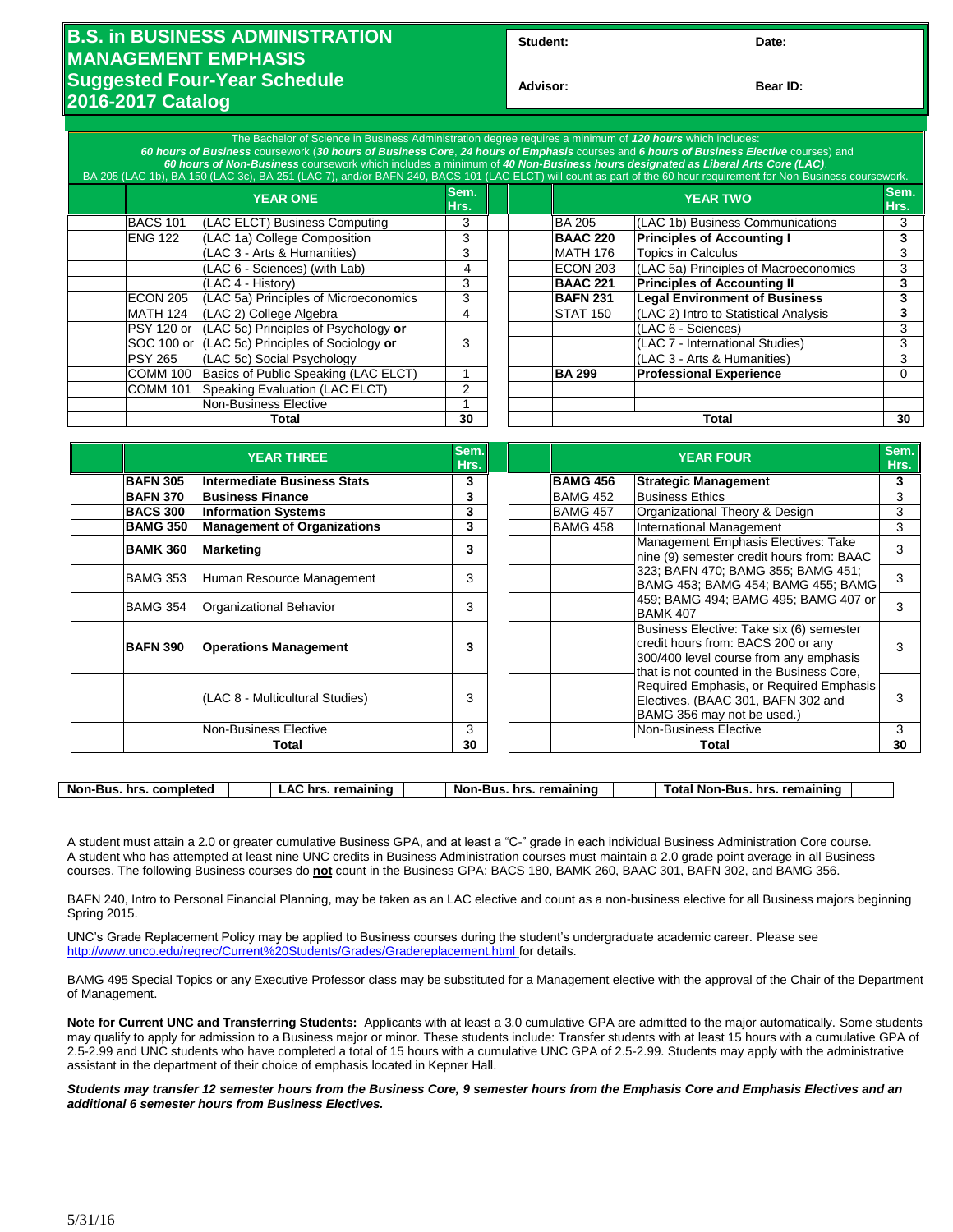# B.S. in BUSINESS ADMINISTRATION MANAGEMENT EMPHASIS
## Suggested Four-Year Schedule
## 2016-2017 Catalog

**Student:** **Date:**

**Advisor:** **Bear ID:**

The Bachelor of Science in Business Administration degree requires a minimum of ***120 hours*** which includes:
***60 hours of Business*** coursework (***30 hours of Business Core***, ***24 hours of Emphasis*** courses and ***6 hours of Business Elective*** courses) and
***60 hours of Non-Business*** coursework which includes a minimum of ***40 Non-Business hours designated as Liberal Arts Core (LAC)***.
BA 205 (LAC 1b), BA 150 (LAC 3c), BA 251 (LAC 7), and/or BAFN 240, BACS 101 (LAC ELCT) will count as part of the 60 hour requirement for Non-Business coursework.

| | YEAR ONE | | Sem. Hrs. |
|---|---|---|---|
| | BACS 101 | (LAC ELCT) Business Computing | 3 |
| | ENG 122 | (LAC 1a) College Composition | 3 |
| | | (LAC 3 - Arts & Humanities) | 3 |
| | | (LAC 6 - Sciences) (with Lab) | 4 |
| | | (LAC 4 - History) | 3 |
| | ECON 205 | (LAC 5a) Principles of Microeconomics | 3 |
| | MATH 124 | (LAC 2) College Algebra | 4 |
| | PSY 120 or SOC 100 or PSY 265 | (LAC 5c) Principles of Psychology **or** (LAC 5c) Principles of Sociology **or** (LAC 5c) Social Psychology | 3 |
| | COMM 100 | Basics of Public Speaking (LAC ELCT) | 1 |
| | COMM 101 | Speaking Evaluation (LAC ELCT) | 2 |
| | | Non-Business Elective | 1 |
| | | **Total** | **30** |

| | YEAR TWO | | Sem. Hrs. |
|---|---|---|---|
| | BA 205 | (LAC 1b) Business Communications | 3 |
| | **BAAC 220** | **Principles of Accounting I** | **3** |
| | MATH 176 | Topics in Calculus | 3 |
| | ECON 203 | (LAC 5a) Principles of Macroeconomics | 3 |
| | **BAAC 221** | **Principles of Accounting II** | **3** |
| | **BAFN 231** | **Legal Environment of Business** | **3** |
| | STAT 150 | (LAC 2) Intro to Statistical Analysis | 3 |
| | | (LAC 6 - Sciences) | 3 |
| | | (LAC 7 - International Studies) | 3 |
| | | (LAC 3 - Arts & Humanities) | 3 |
| | **BA 299** | **Professional Experience** | 0 |
| | | | |
| | | **Total** | **30** |

| | YEAR THREE | | Sem. Hrs. |
|---|---|---|---|
| | **BAFN 305** | **Intermediate Business Stats** | **3** |
| | **BAFN 370** | **Business Finance** | **3** |
| | **BACS 300** | **Information Systems** | **3** |
| | **BAMG 350** | **Management of Organizations** | **3** |
| | **BAMK 360** | **Marketing** | **3** |
| | BAMG 353 | Human Resource Management | 3 |
| | BAMG 354 | Organizational Behavior | 3 |
| | **BAFN 390** | **Operations Management** | **3** |
| | | (LAC 8 - Multicultural Studies) | 3 |
| | | Non-Business Elective | 3 |
| | | **Total** | **30** |

| | YEAR FOUR | | Sem. Hrs. |
|---|---|---|---|
| | **BAMG 456** | **Strategic Management** | **3** |
| | BAMG 452 | Business Ethics | 3 |
| | BAMG 457 | Organizational Theory & Design | 3 |
| | BAMG 458 | International Management | 3 |
| | | Management Emphasis Electives: Take nine (9) semester credit hours from: BAAC 323; BAFN 470; BAMG 355; BAMG 451; BAMG 453; BAMG 454; BAMG 455; BAMG 459; BAMG 494; BAMG 495; BAMG 407 or BAMK 407 | 3 |
| | | | 3 |
| | | | 3 |
| | | Business Elective: Take six (6) semester credit hours from: BACS 200 or any 300/400 level course from any emphasis that is not counted in the Business Core, Required Emphasis, or Required Emphasis Electives. (BAAC 301, BAFN 302 and BAMG 356 may not be used.) | 3 |
| | | | 3 |
| | | Non-Business Elective | 3 |
| | | **Total** | **30** |

| **Non-Bus. hrs. completed** | | **LAC hrs. remaining** | | **Non-Bus. hrs. remaining** | | **Total Non-Bus. hrs. remaining** | |
|---|---|---|---|---|---|---|---|

A student must attain a 2.0 or greater cumulative Business GPA, and at least a "C-" grade in each individual Business Administration Core course. A student who has attempted at least nine UNC credits in Business Administration courses must maintain a 2.0 grade point average in all Business courses. The following Business courses do **not** count in the Business GPA: BACS 180, BAMK 260, BAAC 301, BAFN 302, and BAMG 356.

BAFN 240, Intro to Personal Financial Planning, may be taken as an LAC elective and count as a non-business elective for all Business majors beginning Spring 2015.

UNC's Grade Replacement Policy may be applied to Business courses during the student's undergraduate academic career. Please see http://www.unco.edu/regrec/Current%20Students/Grades/Gradereplacement.html for details.

BAMG 495 Special Topics or any Executive Professor class may be substituted for a Management elective with the approval of the Chair of the Department of Management.

**Note for Current UNC and Transferring Students:** Applicants with at least a 3.0 cumulative GPA are admitted to the major automatically. Some students may qualify to apply for admission to a Business major or minor. These students include: Transfer students with at least 15 hours with a cumulative GPA of 2.5-2.99 and UNC students who have completed a total of 15 hours with a cumulative UNC GPA of 2.5-2.99. Students may apply with the administrative assistant in the department of their choice of emphasis located in Kepner Hall.

***Students may transfer 12 semester hours from the Business Core, 9 semester hours from the Emphasis Core and Emphasis Electives and an additional 6 semester hours from Business Electives.***

5/31/16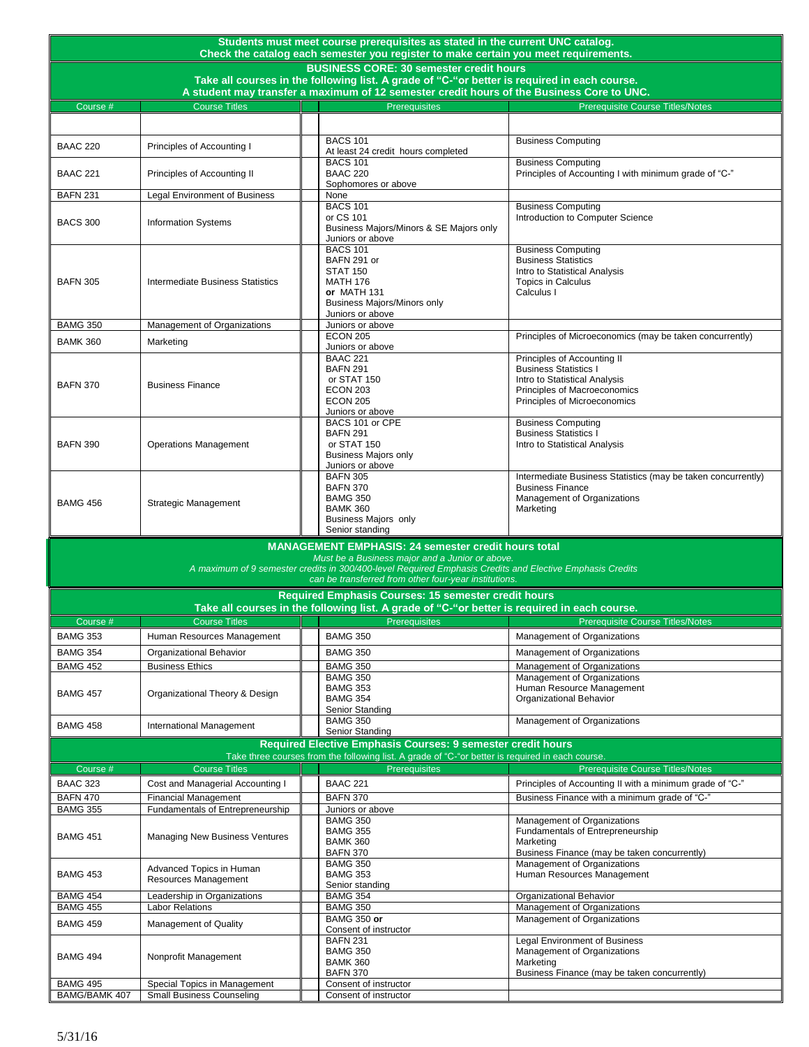**Students must meet course prerequisites as stated in the current UNC catalog.**
**Check the catalog each semester you register to make certain you meet requirements.**

## BUSINESS CORE: 30 semester credit hours

**Take all courses in the following list. A grade of "C-"or better is required in each course.**
**A student may transfer a maximum of 12 semester credit hours of the Business Core to UNC.**

| Course # | Course Titles | Prerequisites | Prerequisite Course Titles/Notes |
|---|---|---|---|
| | | | |
| BAAC 220 | Principles of Accounting I | BACS 101<br>At least 24 credit hours completed | Business Computing |
| BAAC 221 | Principles of Accounting II | BACS 101<br>BAAC 220<br>Sophomores or above | Business Computing<br>Principles of Accounting I with minimum grade of "C-" |
| BAFN 231 | Legal Environment of Business | None | |
| BACS 300 | Information Systems | BACS 101<br>or CS 101<br>Business Majors/Minors & SE Majors only<br>Juniors or above | Business Computing<br>Introduction to Computer Science |
| BAFN 305 | Intermediate Business Statistics | BACS 101<br>BAFN 291 or<br>STAT 150<br>MATH 176<br>**or** MATH 131<br>Business Majors/Minors only<br>Juniors or above | Business Computing<br>Business Statistics<br>Intro to Statistical Analysis<br>Topics in Calculus<br>Calculus I |
| BAMG 350 | Management of Organizations | Juniors or above | |
| BAMK 360 | Marketing | ECON 205<br>Juniors or above | Principles of Microeconomics (may be taken concurrently) |
| BAFN 370 | Business Finance | BAAC 221<br>BAFN 291<br>or STAT 150<br>ECON 203<br>ECON 205<br>Juniors or above | Principles of Accounting II<br>Business Statistics I<br>Intro to Statistical Analysis<br>Principles of Macroeconomics<br>Principles of Microeconomics |
| BAFN 390 | Operations Management | BACS 101 or CPE<br>BAFN 291<br>or STAT 150<br>Business Majors only<br>Juniors or above | Business Computing<br>Business Statistics I<br>Intro to Statistical Analysis |
| BAMG 456 | Strategic Management | BAFN 305<br>BAFN 370<br>BAMG 350<br>BAMK 360<br>Business Majors only<br>Senior standing | Intermediate Business Statistics (may be taken concurrently)<br>Business Finance<br>Management of Organizations<br>Marketing |

## MANAGEMENT EMPHASIS: 24 semester credit hours total

*Must be a Business major and a Junior or above.*
*A maximum of 9 semester credits in 300/400-level Required Emphasis Credits and Elective Emphasis Credits can be transferred from other four-year institutions.*

### Required Emphasis Courses: 15 semester credit hours

**Take all courses in the following list. A grade of "C-"or better is required in each course.**

| Course # | Course Titles | Prerequisites | Prerequisite Course Titles/Notes |
|---|---|---|---|
| BAMG 353 | Human Resources Management | BAMG 350 | Management of Organizations |
| BAMG 354 | Organizational Behavior | BAMG 350 | Management of Organizations |
| BAMG 452 | Business Ethics | BAMG 350 | Management of Organizations |
| BAMG 457 | Organizational Theory & Design | BAMG 350<br>BAMG 353<br>BAMG 354<br>Senior Standing | Management of Organizations<br>Human Resource Management<br>Organizational Behavior |
| BAMG 458 | International Management | BAMG 350<br>Senior Standing | Management of Organizations |

### Required Elective Emphasis Courses: 9 semester credit hours

Take three courses from the following list. A grade of "C-"or better is required in each course.

| Course # | Course Titles | Prerequisites | Prerequisite Course Titles/Notes |
|---|---|---|---|
| BAAC 323 | Cost and Managerial Accounting I | BAAC 221 | Principles of Accounting II with a minimum grade of "C-" |
| BAFN 470 | Financial Management | BAFN 370 | Business Finance with a minimum grade of "C-" |
| BAMG 355 | Fundamentals of Entrepreneurship | Juniors or above | |
| BAMG 451 | Managing New Business Ventures | BAMG 350<br>BAMG 355<br>BAMK 360<br>BAFN 370 | Management of Organizations<br>Fundamentals of Entrepreneurship<br>Marketing<br>Business Finance (may be taken concurrently) |
| BAMG 453 | Advanced Topics in Human Resources Management | BAMG 350<br>BAMG 353<br>Senior standing | Management of Organizations<br>Human Resources Management |
| BAMG 454 | Leadership in Organizations | BAMG 354 | Organizational Behavior |
| BAMG 455 | Labor Relations | BAMG 350 | Management of Organizations |
| BAMG 459 | Management of Quality | BAMG 350 **or**<br>Consent of instructor | Management of Organizations |
| BAMG 494 | Nonprofit Management | BAFN 231<br>BAMG 350<br>BAMK 360<br>BAFN 370 | Legal Environment of Business<br>Management of Organizations<br>Marketing<br>Business Finance (may be taken concurrently) |
| BAMG 495 | Special Topics in Management | Consent of instructor | |
| BAMG/BAMK 407 | Small Business Counseling | Consent of instructor | |

5/31/16